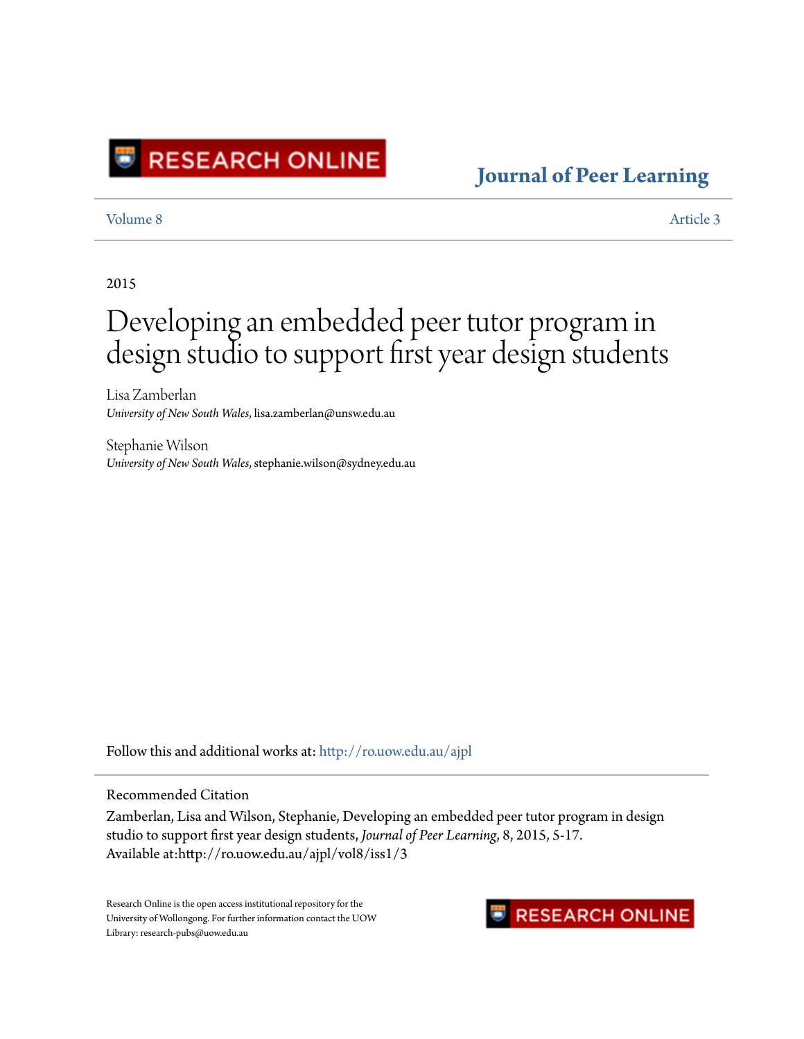RESEARCH ONLINE

# Journal of Peer Learning

Volume 8 | Article 3

2015

# Developing an embedded peer tutor program in design studio to support first year design students

Lisa Zamberlan
*University of New South Wales*, lisa.zamberlan@unsw.edu.au

Stephanie Wilson
*University of New South Wales*, stephanie.wilson@sydney.edu.au

Follow this and additional works at: http://ro.uow.edu.au/ajpl

## Recommended Citation

Zamberlan, Lisa and Wilson, Stephanie, Developing an embedded peer tutor program in design studio to support first year design students, *Journal of Peer Learning*, 8, 2015, 5-17.
Available at:http://ro.uow.edu.au/ajpl/vol8/iss1/3

Research Online is the open access institutional repository for the University of Wollongong. For further information contact the UOW Library: research-pubs@uow.edu.au

RESEARCH ONLINE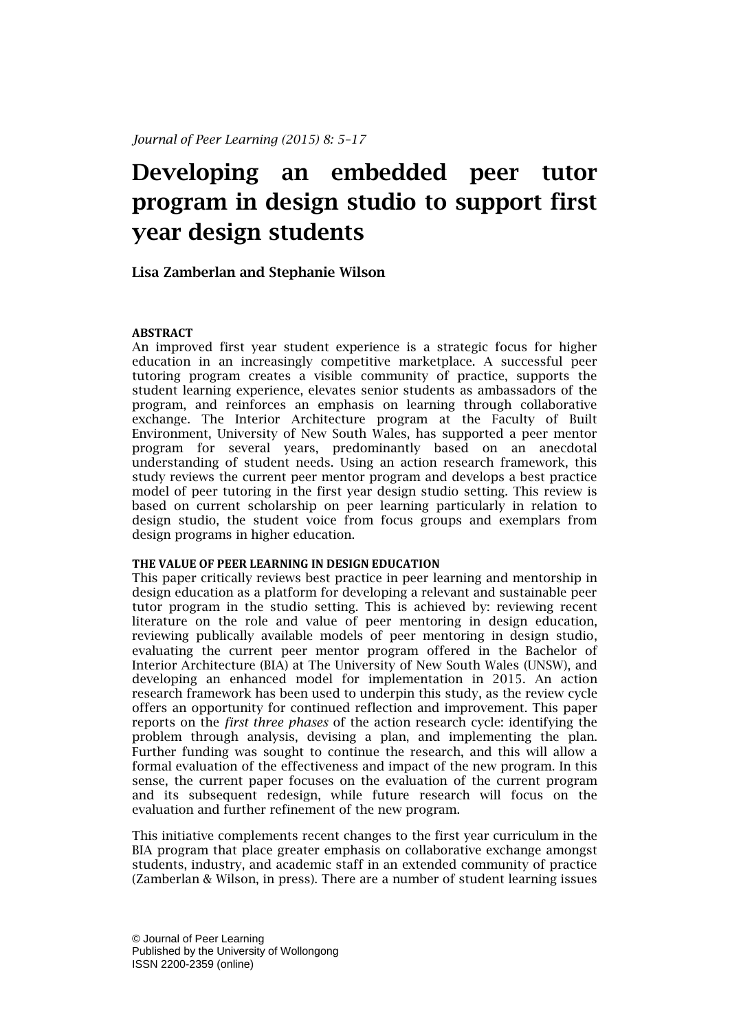# Developing an embedded peer tutor program in design studio to support first year design students

**Lisa Zamberlan and Stephanie Wilson**

## ABSTRACT

An improved first year student experience is a strategic focus for higher education in an increasingly competitive marketplace. A successful peer tutoring program creates a visible community of practice, supports the student learning experience, elevates senior students as ambassadors of the program, and reinforces an emphasis on learning through collaborative exchange. The Interior Architecture program at the Faculty of Built Environment, University of New South Wales, has supported a peer mentor program for several years, predominantly based on an anecdotal understanding of student needs. Using an action research framework, this study reviews the current peer mentor program and develops a best practice model of peer tutoring in the first year design studio setting. This review is based on current scholarship on peer learning particularly in relation to design studio, the student voice from focus groups and exemplars from design programs in higher education.

## THE VALUE OF PEER LEARNING IN DESIGN EDUCATION

This paper critically reviews best practice in peer learning and mentorship in design education as a platform for developing a relevant and sustainable peer tutor program in the studio setting. This is achieved by: reviewing recent literature on the role and value of peer mentoring in design education, reviewing publically available models of peer mentoring in design studio, evaluating the current peer mentor program offered in the Bachelor of Interior Architecture (BIA) at The University of New South Wales (UNSW), and developing an enhanced model for implementation in 2015. An action research framework has been used to underpin this study, as the review cycle offers an opportunity for continued reflection and improvement. This paper reports on the *first three phases* of the action research cycle: identifying the problem through analysis, devising a plan, and implementing the plan. Further funding was sought to continue the research, and this will allow a formal evaluation of the effectiveness and impact of the new program. In this sense, the current paper focuses on the evaluation of the current program and its subsequent redesign, while future research will focus on the evaluation and further refinement of the new program.

This initiative complements recent changes to the first year curriculum in the BIA program that place greater emphasis on collaborative exchange amongst students, industry, and academic staff in an extended community of practice (Zamberlan & Wilson, in press). There are a number of student learning issues

© Journal of Peer Learning
Published by the University of Wollongong
ISSN 2200-2359 (online)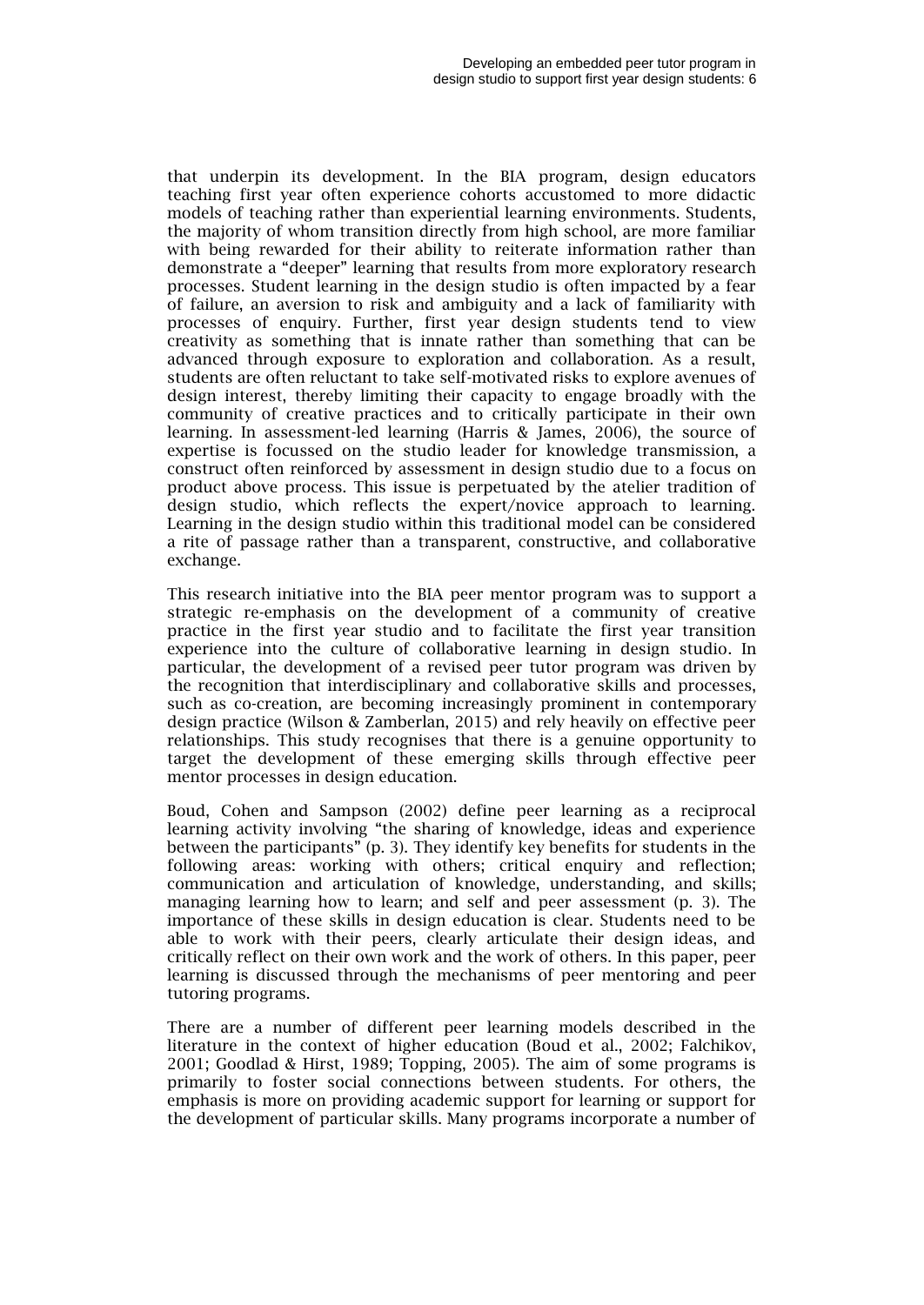that underpin its development. In the BIA program, design educators teaching first year often experience cohorts accustomed to more didactic models of teaching rather than experiential learning environments. Students, the majority of whom transition directly from high school, are more familiar with being rewarded for their ability to reiterate information rather than demonstrate a "deeper" learning that results from more exploratory research processes. Student learning in the design studio is often impacted by a fear of failure, an aversion to risk and ambiguity and a lack of familiarity with processes of enquiry. Further, first year design students tend to view creativity as something that is innate rather than something that can be advanced through exposure to exploration and collaboration. As a result, students are often reluctant to take self-motivated risks to explore avenues of design interest, thereby limiting their capacity to engage broadly with the community of creative practices and to critically participate in their own learning. In assessment-led learning (Harris & James, 2006), the source of expertise is focussed on the studio leader for knowledge transmission, a construct often reinforced by assessment in design studio due to a focus on product above process. This issue is perpetuated by the atelier tradition of design studio, which reflects the expert/novice approach to learning. Learning in the design studio within this traditional model can be considered a rite of passage rather than a transparent, constructive, and collaborative exchange.

This research initiative into the BIA peer mentor program was to support a strategic re-emphasis on the development of a community of creative practice in the first year studio and to facilitate the first year transition experience into the culture of collaborative learning in design studio. In particular, the development of a revised peer tutor program was driven by the recognition that interdisciplinary and collaborative skills and processes, such as co-creation, are becoming increasingly prominent in contemporary design practice (Wilson & Zamberlan, 2015) and rely heavily on effective peer relationships. This study recognises that there is a genuine opportunity to target the development of these emerging skills through effective peer mentor processes in design education.

Boud, Cohen and Sampson (2002) define peer learning as a reciprocal learning activity involving "the sharing of knowledge, ideas and experience between the participants" (p. 3). They identify key benefits for students in the following areas: working with others; critical enquiry and reflection; communication and articulation of knowledge, understanding, and skills; managing learning how to learn; and self and peer assessment (p. 3). The importance of these skills in design education is clear. Students need to be able to work with their peers, clearly articulate their design ideas, and critically reflect on their own work and the work of others. In this paper, peer learning is discussed through the mechanisms of peer mentoring and peer tutoring programs.

There are a number of different peer learning models described in the literature in the context of higher education (Boud et al., 2002; Falchikov, 2001; Goodlad & Hirst, 1989; Topping, 2005). The aim of some programs is primarily to foster social connections between students. For others, the emphasis is more on providing academic support for learning or support for the development of particular skills. Many programs incorporate a number of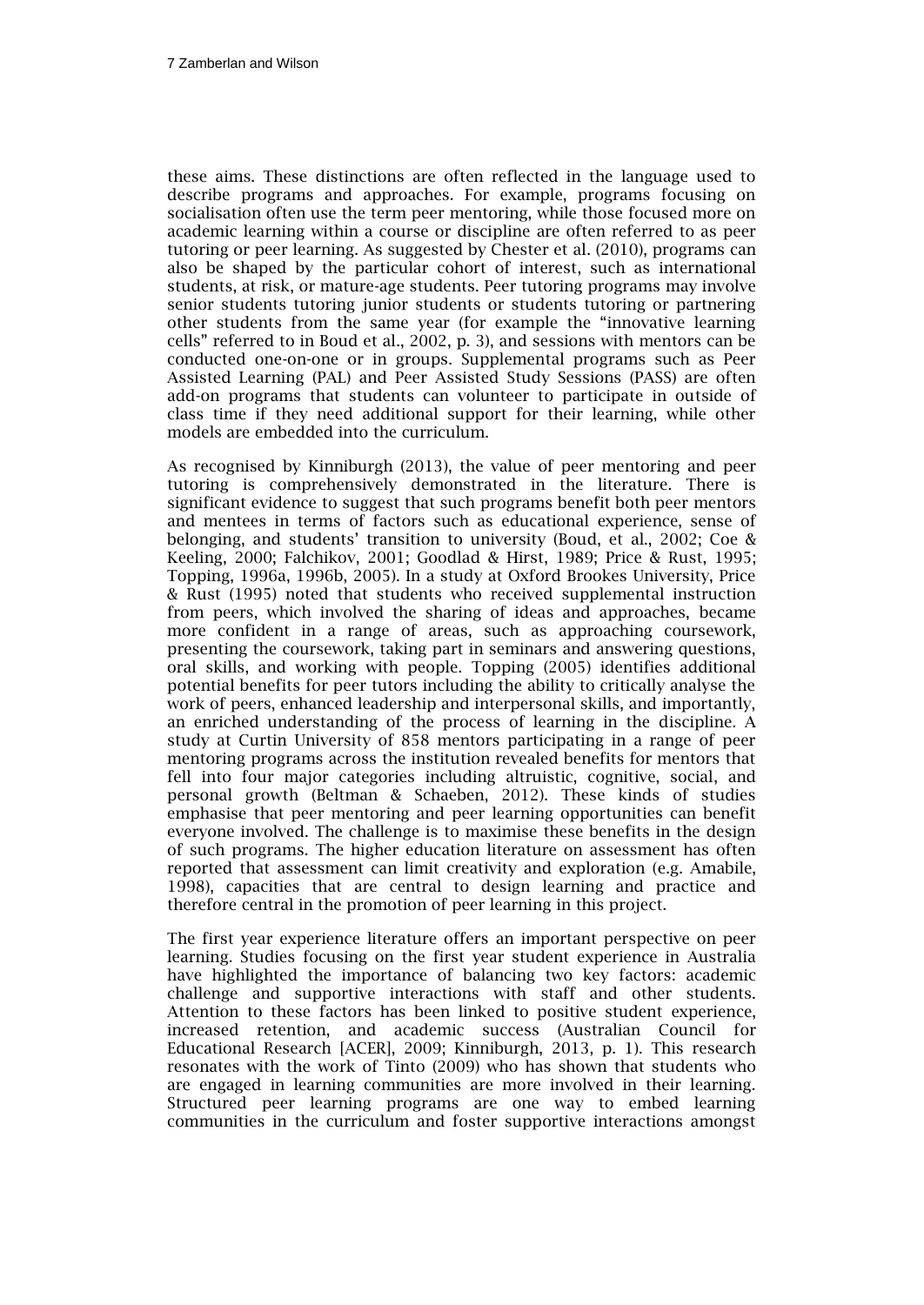these aims. These distinctions are often reflected in the language used to describe programs and approaches. For example, programs focusing on socialisation often use the term peer mentoring, while those focused more on academic learning within a course or discipline are often referred to as peer tutoring or peer learning. As suggested by Chester et al. (2010), programs can also be shaped by the particular cohort of interest, such as international students, at risk, or mature-age students. Peer tutoring programs may involve senior students tutoring junior students or students tutoring or partnering other students from the same year (for example the "innovative learning cells" referred to in Boud et al., 2002, p. 3), and sessions with mentors can be conducted one-on-one or in groups. Supplemental programs such as Peer Assisted Learning (PAL) and Peer Assisted Study Sessions (PASS) are often add-on programs that students can volunteer to participate in outside of class time if they need additional support for their learning, while other models are embedded into the curriculum.

As recognised by Kinniburgh (2013), the value of peer mentoring and peer tutoring is comprehensively demonstrated in the literature. There is significant evidence to suggest that such programs benefit both peer mentors and mentees in terms of factors such as educational experience, sense of belonging, and students' transition to university (Boud, et al., 2002; Coe & Keeling, 2000; Falchikov, 2001; Goodlad & Hirst, 1989; Price & Rust, 1995; Topping, 1996a, 1996b, 2005). In a study at Oxford Brookes University, Price & Rust (1995) noted that students who received supplemental instruction from peers, which involved the sharing of ideas and approaches, became more confident in a range of areas, such as approaching coursework, presenting the coursework, taking part in seminars and answering questions, oral skills, and working with people. Topping (2005) identifies additional potential benefits for peer tutors including the ability to critically analyse the work of peers, enhanced leadership and interpersonal skills, and importantly, an enriched understanding of the process of learning in the discipline. A study at Curtin University of 858 mentors participating in a range of peer mentoring programs across the institution revealed benefits for mentors that fell into four major categories including altruistic, cognitive, social, and personal growth (Beltman & Schaeben, 2012). These kinds of studies emphasise that peer mentoring and peer learning opportunities can benefit everyone involved. The challenge is to maximise these benefits in the design of such programs. The higher education literature on assessment has often reported that assessment can limit creativity and exploration (e.g. Amabile, 1998), capacities that are central to design learning and practice and therefore central in the promotion of peer learning in this project.

The first year experience literature offers an important perspective on peer learning. Studies focusing on the first year student experience in Australia have highlighted the importance of balancing two key factors: academic challenge and supportive interactions with staff and other students. Attention to these factors has been linked to positive student experience, increased retention, and academic success (Australian Council for Educational Research [ACER], 2009; Kinniburgh, 2013, p. 1). This research resonates with the work of Tinto (2009) who has shown that students who are engaged in learning communities are more involved in their learning. Structured peer learning programs are one way to embed learning communities in the curriculum and foster supportive interactions amongst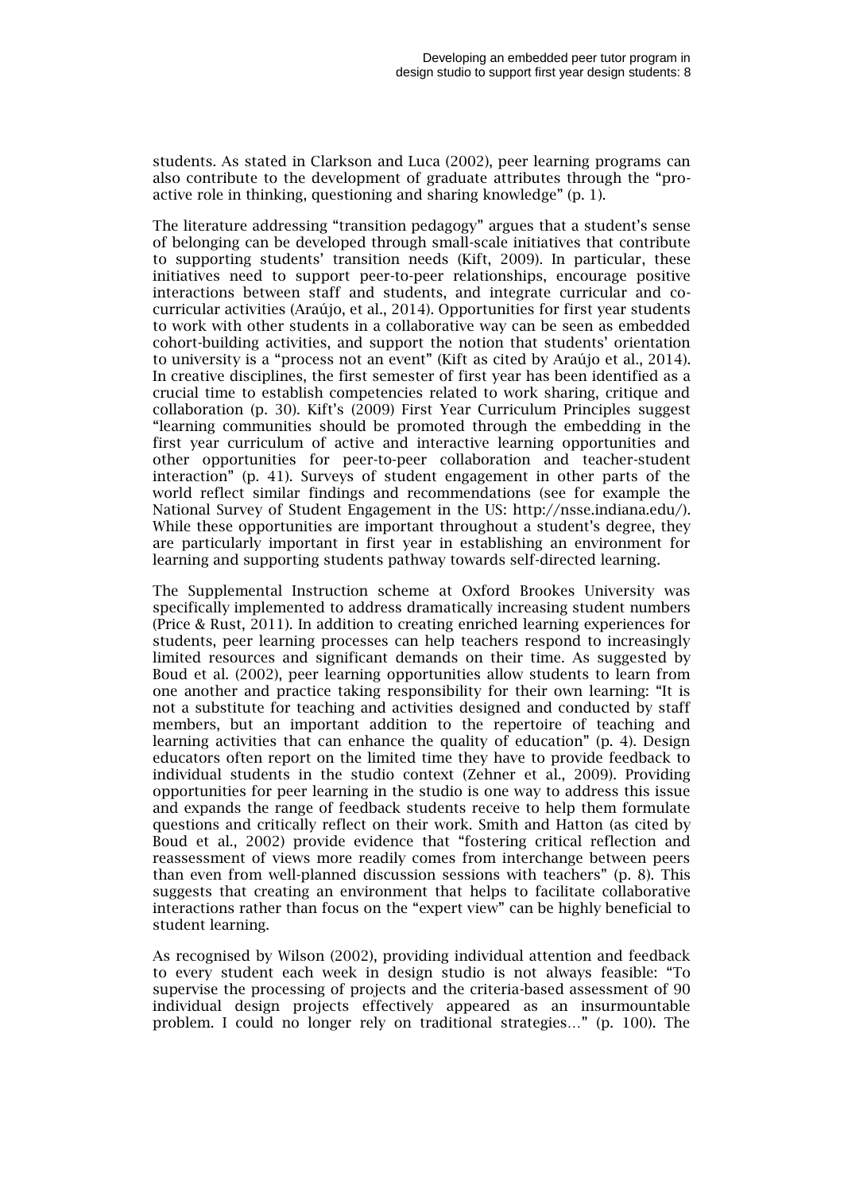students. As stated in Clarkson and Luca (2002), peer learning programs can also contribute to the development of graduate attributes through the "pro-active role in thinking, questioning and sharing knowledge" (p. 1).

The literature addressing "transition pedagogy" argues that a student's sense of belonging can be developed through small-scale initiatives that contribute to supporting students' transition needs (Kift, 2009). In particular, these initiatives need to support peer-to-peer relationships, encourage positive interactions between staff and students, and integrate curricular and co-curricular activities (Araújo, et al., 2014). Opportunities for first year students to work with other students in a collaborative way can be seen as embedded cohort-building activities, and support the notion that students' orientation to university is a "process not an event" (Kift as cited by Araújo et al., 2014). In creative disciplines, the first semester of first year has been identified as a crucial time to establish competencies related to work sharing, critique and collaboration (p. 30). Kift's (2009) First Year Curriculum Principles suggest "learning communities should be promoted through the embedding in the first year curriculum of active and interactive learning opportunities and other opportunities for peer-to-peer collaboration and teacher-student interaction" (p. 41). Surveys of student engagement in other parts of the world reflect similar findings and recommendations (see for example the National Survey of Student Engagement in the US: http://nsse.indiana.edu/). While these opportunities are important throughout a student's degree, they are particularly important in first year in establishing an environment for learning and supporting students pathway towards self-directed learning.

The Supplemental Instruction scheme at Oxford Brookes University was specifically implemented to address dramatically increasing student numbers (Price & Rust, 2011). In addition to creating enriched learning experiences for students, peer learning processes can help teachers respond to increasingly limited resources and significant demands on their time. As suggested by Boud et al. (2002), peer learning opportunities allow students to learn from one another and practice taking responsibility for their own learning: "It is not a substitute for teaching and activities designed and conducted by staff members, but an important addition to the repertoire of teaching and learning activities that can enhance the quality of education" (p. 4). Design educators often report on the limited time they have to provide feedback to individual students in the studio context (Zehner et al., 2009). Providing opportunities for peer learning in the studio is one way to address this issue and expands the range of feedback students receive to help them formulate questions and critically reflect on their work. Smith and Hatton (as cited by Boud et al., 2002) provide evidence that "fostering critical reflection and reassessment of views more readily comes from interchange between peers than even from well-planned discussion sessions with teachers" (p. 8). This suggests that creating an environment that helps to facilitate collaborative interactions rather than focus on the "expert view" can be highly beneficial to student learning.

As recognised by Wilson (2002), providing individual attention and feedback to every student each week in design studio is not always feasible: "To supervise the processing of projects and the criteria-based assessment of 90 individual design projects effectively appeared as an insurmountable problem. I could no longer rely on traditional strategies…" (p. 100). The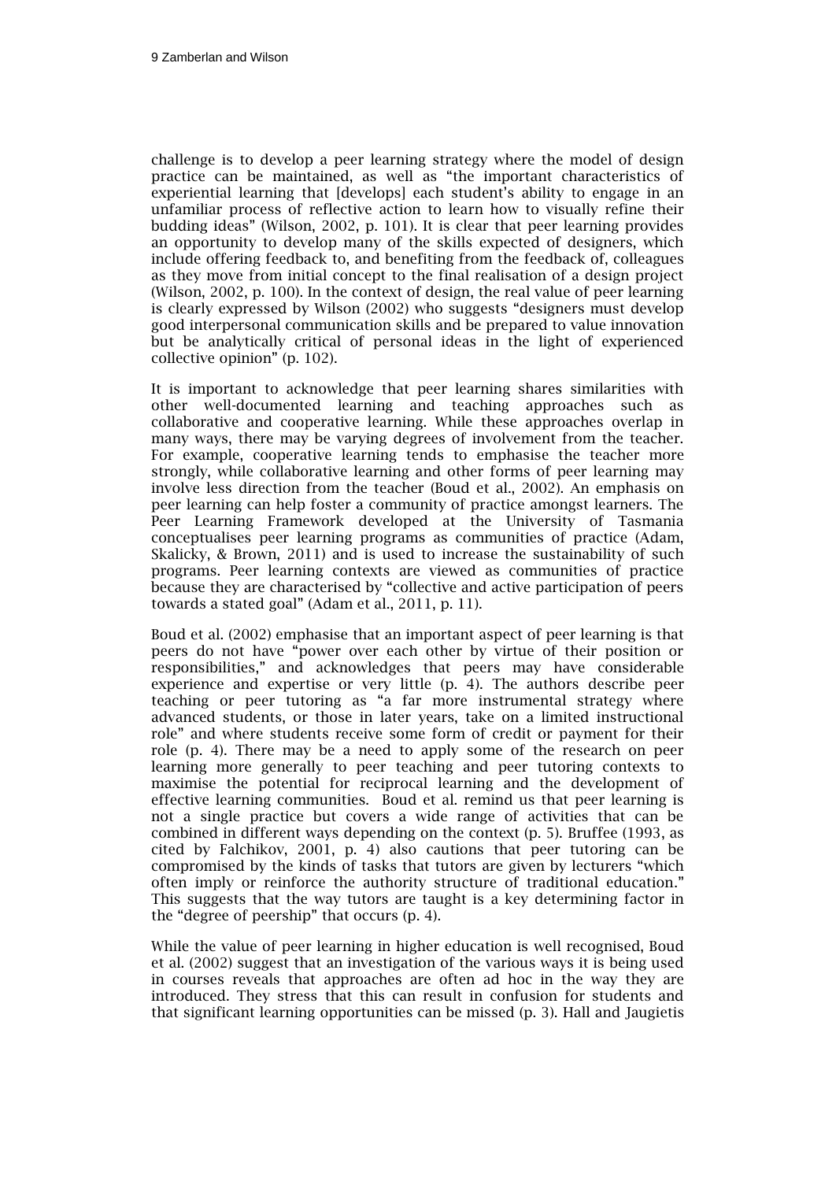challenge is to develop a peer learning strategy where the model of design practice can be maintained, as well as "the important characteristics of experiential learning that [develops] each student's ability to engage in an unfamiliar process of reflective action to learn how to visually refine their budding ideas" (Wilson, 2002, p. 101). It is clear that peer learning provides an opportunity to develop many of the skills expected of designers, which include offering feedback to, and benefiting from the feedback of, colleagues as they move from initial concept to the final realisation of a design project (Wilson, 2002, p. 100). In the context of design, the real value of peer learning is clearly expressed by Wilson (2002) who suggests "designers must develop good interpersonal communication skills and be prepared to value innovation but be analytically critical of personal ideas in the light of experienced collective opinion" (p. 102).

It is important to acknowledge that peer learning shares similarities with other well-documented learning and teaching approaches such as collaborative and cooperative learning. While these approaches overlap in many ways, there may be varying degrees of involvement from the teacher. For example, cooperative learning tends to emphasise the teacher more strongly, while collaborative learning and other forms of peer learning may involve less direction from the teacher (Boud et al., 2002). An emphasis on peer learning can help foster a community of practice amongst learners. The Peer Learning Framework developed at the University of Tasmania conceptualises peer learning programs as communities of practice (Adam, Skalicky, & Brown, 2011) and is used to increase the sustainability of such programs. Peer learning contexts are viewed as communities of practice because they are characterised by "collective and active participation of peers towards a stated goal" (Adam et al., 2011, p. 11).

Boud et al. (2002) emphasise that an important aspect of peer learning is that peers do not have "power over each other by virtue of their position or responsibilities," and acknowledges that peers may have considerable experience and expertise or very little (p. 4). The authors describe peer teaching or peer tutoring as "a far more instrumental strategy where advanced students, or those in later years, take on a limited instructional role" and where students receive some form of credit or payment for their role (p. 4). There may be a need to apply some of the research on peer learning more generally to peer teaching and peer tutoring contexts to maximise the potential for reciprocal learning and the development of effective learning communities. Boud et al. remind us that peer learning is not a single practice but covers a wide range of activities that can be combined in different ways depending on the context (p. 5). Bruffee (1993, as cited by Falchikov, 2001, p. 4) also cautions that peer tutoring can be compromised by the kinds of tasks that tutors are given by lecturers "which often imply or reinforce the authority structure of traditional education." This suggests that the way tutors are taught is a key determining factor in the "degree of peership" that occurs (p. 4).

While the value of peer learning in higher education is well recognised, Boud et al. (2002) suggest that an investigation of the various ways it is being used in courses reveals that approaches are often ad hoc in the way they are introduced. They stress that this can result in confusion for students and that significant learning opportunities can be missed (p. 3). Hall and Jaugietis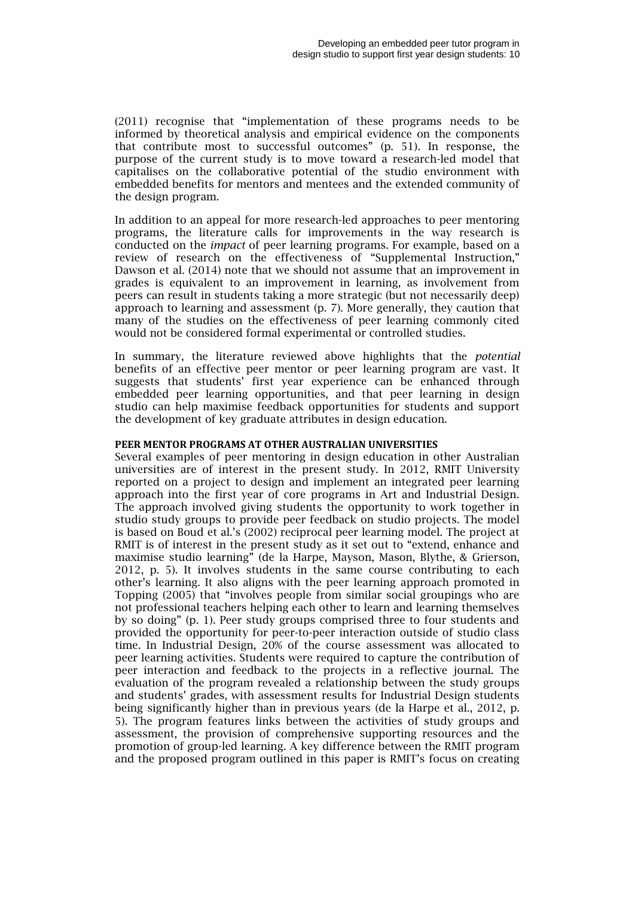(2011) recognise that "implementation of these programs needs to be informed by theoretical analysis and empirical evidence on the components that contribute most to successful outcomes" (p. 51). In response, the purpose of the current study is to move toward a research-led model that capitalises on the collaborative potential of the studio environment with embedded benefits for mentors and mentees and the extended community of the design program.

In addition to an appeal for more research-led approaches to peer mentoring programs, the literature calls for improvements in the way research is conducted on the *impact* of peer learning programs. For example, based on a review of research on the effectiveness of "Supplemental Instruction," Dawson et al. (2014) note that we should not assume that an improvement in grades is equivalent to an improvement in learning, as involvement from peers can result in students taking a more strategic (but not necessarily deep) approach to learning and assessment (p. 7). More generally, they caution that many of the studies on the effectiveness of peer learning commonly cited would not be considered formal experimental or controlled studies.

In summary, the literature reviewed above highlights that the *potential* benefits of an effective peer mentor or peer learning program are vast. It suggests that students' first year experience can be enhanced through embedded peer learning opportunities, and that peer learning in design studio can help maximise feedback opportunities for students and support the development of key graduate attributes in design education.

### PEER MENTOR PROGRAMS AT OTHER AUSTRALIAN UNIVERSITIES

Several examples of peer mentoring in design education in other Australian universities are of interest in the present study. In 2012, RMIT University reported on a project to design and implement an integrated peer learning approach into the first year of core programs in Art and Industrial Design. The approach involved giving students the opportunity to work together in studio study groups to provide peer feedback on studio projects. The model is based on Boud et al.'s (2002) reciprocal peer learning model. The project at RMIT is of interest in the present study as it set out to "extend, enhance and maximise studio learning" (de la Harpe, Mayson, Mason, Blythe, & Grierson, 2012, p. 5). It involves students in the same course contributing to each other's learning. It also aligns with the peer learning approach promoted in Topping (2005) that "involves people from similar social groupings who are not professional teachers helping each other to learn and learning themselves by so doing" (p. 1). Peer study groups comprised three to four students and provided the opportunity for peer-to-peer interaction outside of studio class time. In Industrial Design, 20% of the course assessment was allocated to peer learning activities. Students were required to capture the contribution of peer interaction and feedback to the projects in a reflective journal. The evaluation of the program revealed a relationship between the study groups and students' grades, with assessment results for Industrial Design students being significantly higher than in previous years (de la Harpe et al., 2012, p. 5). The program features links between the activities of study groups and assessment, the provision of comprehensive supporting resources and the promotion of group-led learning. A key difference between the RMIT program and the proposed program outlined in this paper is RMIT's focus on creating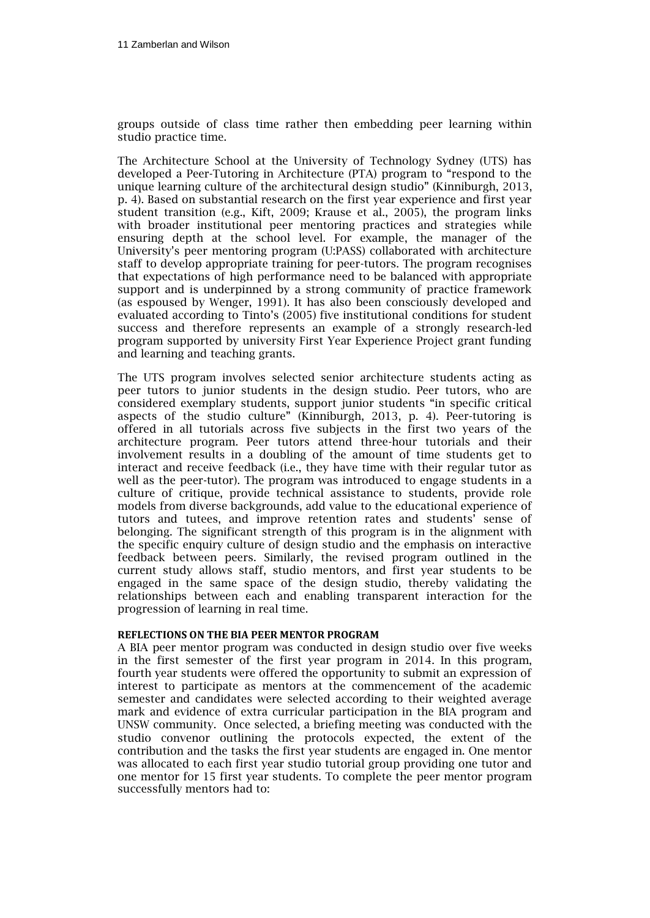groups outside of class time rather then embedding peer learning within studio practice time.

The Architecture School at the University of Technology Sydney (UTS) has developed a Peer-Tutoring in Architecture (PTA) program to "respond to the unique learning culture of the architectural design studio" (Kinniburgh, 2013, p. 4). Based on substantial research on the first year experience and first year student transition (e.g., Kift, 2009; Krause et al., 2005), the program links with broader institutional peer mentoring practices and strategies while ensuring depth at the school level. For example, the manager of the University's peer mentoring program (U:PASS) collaborated with architecture staff to develop appropriate training for peer-tutors. The program recognises that expectations of high performance need to be balanced with appropriate support and is underpinned by a strong community of practice framework (as espoused by Wenger, 1991). It has also been consciously developed and evaluated according to Tinto's (2005) five institutional conditions for student success and therefore represents an example of a strongly research-led program supported by university First Year Experience Project grant funding and learning and teaching grants.

The UTS program involves selected senior architecture students acting as peer tutors to junior students in the design studio. Peer tutors, who are considered exemplary students, support junior students "in specific critical aspects of the studio culture" (Kinniburgh, 2013, p. 4). Peer-tutoring is offered in all tutorials across five subjects in the first two years of the architecture program. Peer tutors attend three-hour tutorials and their involvement results in a doubling of the amount of time students get to interact and receive feedback (i.e., they have time with their regular tutor as well as the peer-tutor). The program was introduced to engage students in a culture of critique, provide technical assistance to students, provide role models from diverse backgrounds, add value to the educational experience of tutors and tutees, and improve retention rates and students' sense of belonging. The significant strength of this program is in the alignment with the specific enquiry culture of design studio and the emphasis on interactive feedback between peers. Similarly, the revised program outlined in the current study allows staff, studio mentors, and first year students to be engaged in the same space of the design studio, thereby validating the relationships between each and enabling transparent interaction for the progression of learning in real time.

### REFLECTIONS ON THE BIA PEER MENTOR PROGRAM

A BIA peer mentor program was conducted in design studio over five weeks in the first semester of the first year program in 2014. In this program, fourth year students were offered the opportunity to submit an expression of interest to participate as mentors at the commencement of the academic semester and candidates were selected according to their weighted average mark and evidence of extra curricular participation in the BIA program and UNSW community. Once selected, a briefing meeting was conducted with the studio convenor outlining the protocols expected, the extent of the contribution and the tasks the first year students are engaged in. One mentor was allocated to each first year studio tutorial group providing one tutor and one mentor for 15 first year students. To complete the peer mentor program successfully mentors had to: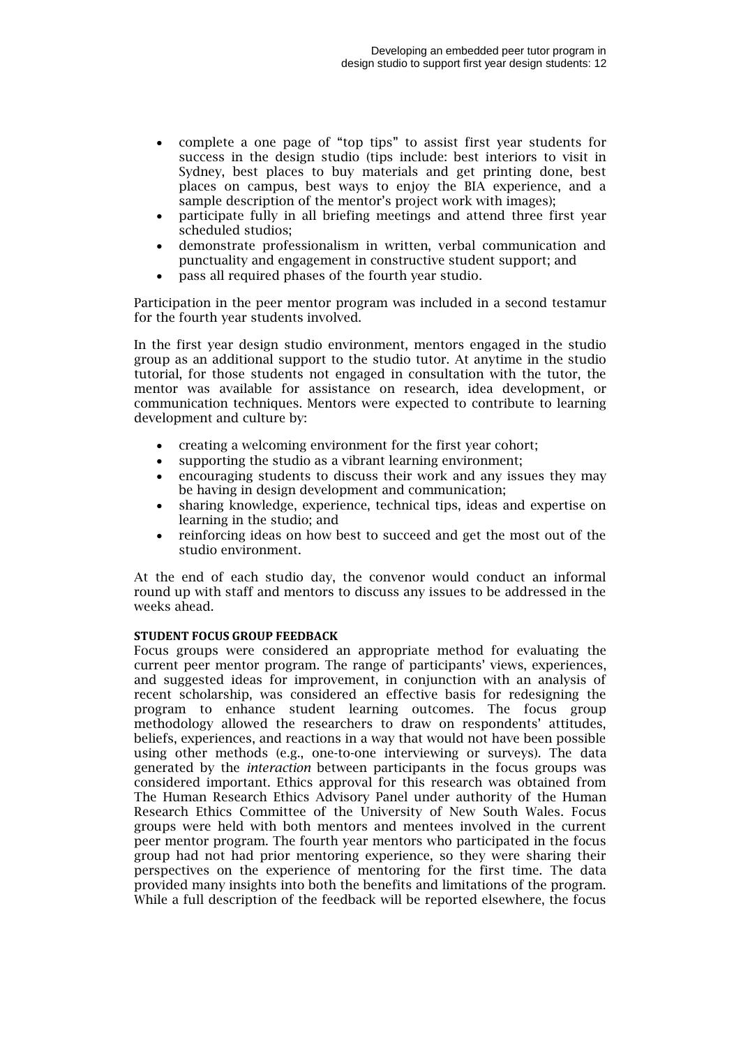- complete a one page of "top tips" to assist first year students for success in the design studio (tips include: best interiors to visit in Sydney, best places to buy materials and get printing done, best places on campus, best ways to enjoy the BIA experience, and a sample description of the mentor's project work with images);
- participate fully in all briefing meetings and attend three first year scheduled studios;
- demonstrate professionalism in written, verbal communication and punctuality and engagement in constructive student support; and
- pass all required phases of the fourth year studio.

Participation in the peer mentor program was included in a second testamur for the fourth year students involved.

In the first year design studio environment, mentors engaged in the studio group as an additional support to the studio tutor. At anytime in the studio tutorial, for those students not engaged in consultation with the tutor, the mentor was available for assistance on research, idea development, or communication techniques. Mentors were expected to contribute to learning development and culture by:

- creating a welcoming environment for the first year cohort;
- supporting the studio as a vibrant learning environment;
- encouraging students to discuss their work and any issues they may be having in design development and communication;
- sharing knowledge, experience, technical tips, ideas and expertise on learning in the studio; and
- reinforcing ideas on how best to succeed and get the most out of the studio environment.

At the end of each studio day, the convenor would conduct an informal round up with staff and mentors to discuss any issues to be addressed in the weeks ahead.

**STUDENT FOCUS GROUP FEEDBACK**

Focus groups were considered an appropriate method for evaluating the current peer mentor program. The range of participants' views, experiences, and suggested ideas for improvement, in conjunction with an analysis of recent scholarship, was considered an effective basis for redesigning the program to enhance student learning outcomes. The focus group methodology allowed the researchers to draw on respondents' attitudes, beliefs, experiences, and reactions in a way that would not have been possible using other methods (e.g., one-to-one interviewing or surveys). The data generated by the *interaction* between participants in the focus groups was considered important. Ethics approval for this research was obtained from The Human Research Ethics Advisory Panel under authority of the Human Research Ethics Committee of the University of New South Wales. Focus groups were held with both mentors and mentees involved in the current peer mentor program. The fourth year mentors who participated in the focus group had not had prior mentoring experience, so they were sharing their perspectives on the experience of mentoring for the first time. The data provided many insights into both the benefits and limitations of the program. While a full description of the feedback will be reported elsewhere, the focus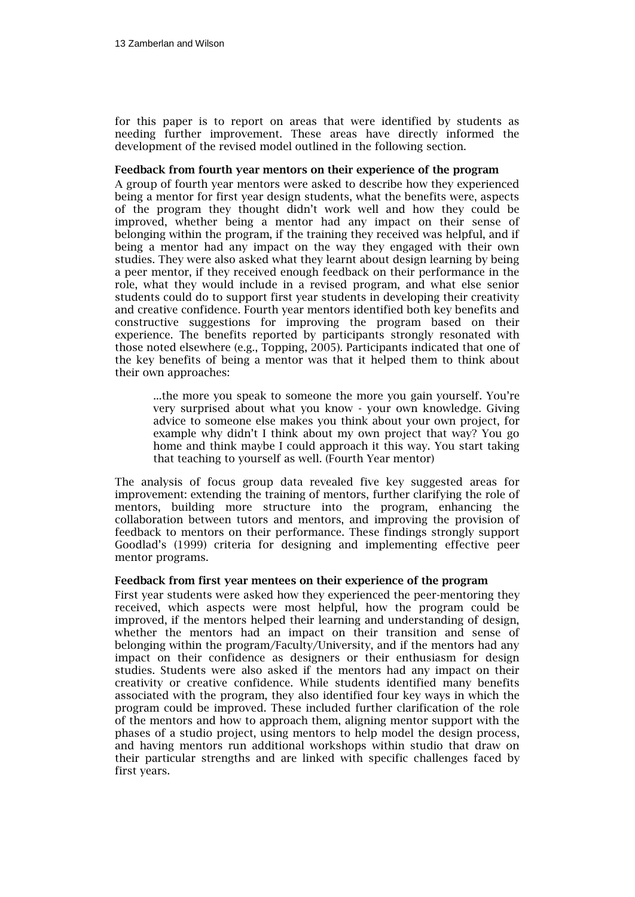for this paper is to report on areas that were identified by students as needing further improvement. These areas have directly informed the development of the revised model outlined in the following section.

**Feedback from fourth year mentors on their experience of the program**

A group of fourth year mentors were asked to describe how they experienced being a mentor for first year design students, what the benefits were, aspects of the program they thought didn't work well and how they could be improved, whether being a mentor had any impact on their sense of belonging within the program, if the training they received was helpful, and if being a mentor had any impact on the way they engaged with their own studies. They were also asked what they learnt about design learning by being a peer mentor, if they received enough feedback on their performance in the role, what they would include in a revised program, and what else senior students could do to support first year students in developing their creativity and creative confidence. Fourth year mentors identified both key benefits and constructive suggestions for improving the program based on their experience. The benefits reported by participants strongly resonated with those noted elsewhere (e.g., Topping, 2005). Participants indicated that one of the key benefits of being a mentor was that it helped them to think about their own approaches:

> ...the more you speak to someone the more you gain yourself. You're very surprised about what you know - your own knowledge. Giving advice to someone else makes you think about your own project, for example why didn't I think about my own project that way? You go home and think maybe I could approach it this way. You start taking that teaching to yourself as well. (Fourth Year mentor)

The analysis of focus group data revealed five key suggested areas for improvement: extending the training of mentors, further clarifying the role of mentors, building more structure into the program, enhancing the collaboration between tutors and mentors, and improving the provision of feedback to mentors on their performance. These findings strongly support Goodlad's (1999) criteria for designing and implementing effective peer mentor programs.

**Feedback from first year mentees on their experience of the program**

First year students were asked how they experienced the peer-mentoring they received, which aspects were most helpful, how the program could be improved, if the mentors helped their learning and understanding of design, whether the mentors had an impact on their transition and sense of belonging within the program/Faculty/University, and if the mentors had any impact on their confidence as designers or their enthusiasm for design studies. Students were also asked if the mentors had any impact on their creativity or creative confidence. While students identified many benefits associated with the program, they also identified four key ways in which the program could be improved. These included further clarification of the role of the mentors and how to approach them, aligning mentor support with the phases of a studio project, using mentors to help model the design process, and having mentors run additional workshops within studio that draw on their particular strengths and are linked with specific challenges faced by first years.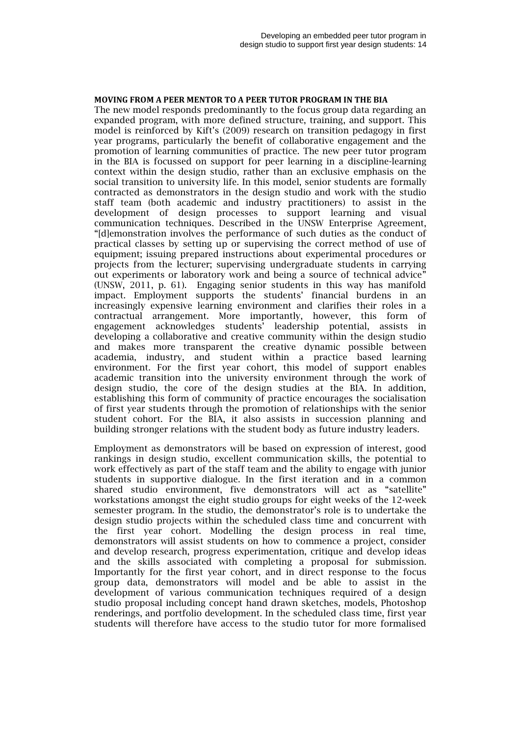## MOVING FROM A PEER MENTOR TO A PEER TUTOR PROGRAM IN THE BIA

The new model responds predominantly to the focus group data regarding an expanded program, with more defined structure, training, and support. This model is reinforced by Kift's (2009) research on transition pedagogy in first year programs, particularly the benefit of collaborative engagement and the promotion of learning communities of practice. The new peer tutor program in the BIA is focussed on support for peer learning in a discipline-learning context within the design studio, rather than an exclusive emphasis on the social transition to university life. In this model, senior students are formally contracted as demonstrators in the design studio and work with the studio staff team (both academic and industry practitioners) to assist in the development of design processes to support learning and visual communication techniques. Described in the UNSW Enterprise Agreement, "[d]emonstration involves the performance of such duties as the conduct of practical classes by setting up or supervising the correct method of use of equipment; issuing prepared instructions about experimental procedures or projects from the lecturer; supervising undergraduate students in carrying out experiments or laboratory work and being a source of technical advice" (UNSW, 2011, p. 61). Engaging senior students in this way has manifold impact. Employment supports the students' financial burdens in an increasingly expensive learning environment and clarifies their roles in a contractual arrangement. More importantly, however, this form of engagement acknowledges students' leadership potential, assists in developing a collaborative and creative community within the design studio and makes more transparent the creative dynamic possible between academia, industry, and student within a practice based learning environment. For the first year cohort, this model of support enables academic transition into the university environment through the work of design studio, the core of the design studies at the BIA. In addition, establishing this form of community of practice encourages the socialisation of first year students through the promotion of relationships with the senior student cohort. For the BIA, it also assists in succession planning and building stronger relations with the student body as future industry leaders.

Employment as demonstrators will be based on expression of interest, good rankings in design studio, excellent communication skills, the potential to work effectively as part of the staff team and the ability to engage with junior students in supportive dialogue. In the first iteration and in a common shared studio environment, five demonstrators will act as "satellite" workstations amongst the eight studio groups for eight weeks of the 12-week semester program. In the studio, the demonstrator's role is to undertake the design studio projects within the scheduled class time and concurrent with the first year cohort. Modelling the design process in real time, demonstrators will assist students on how to commence a project, consider and develop research, progress experimentation, critique and develop ideas and the skills associated with completing a proposal for submission. Importantly for the first year cohort, and in direct response to the focus group data, demonstrators will model and be able to assist in the development of various communication techniques required of a design studio proposal including concept hand drawn sketches, models, Photoshop renderings, and portfolio development. In the scheduled class time, first year students will therefore have access to the studio tutor for more formalised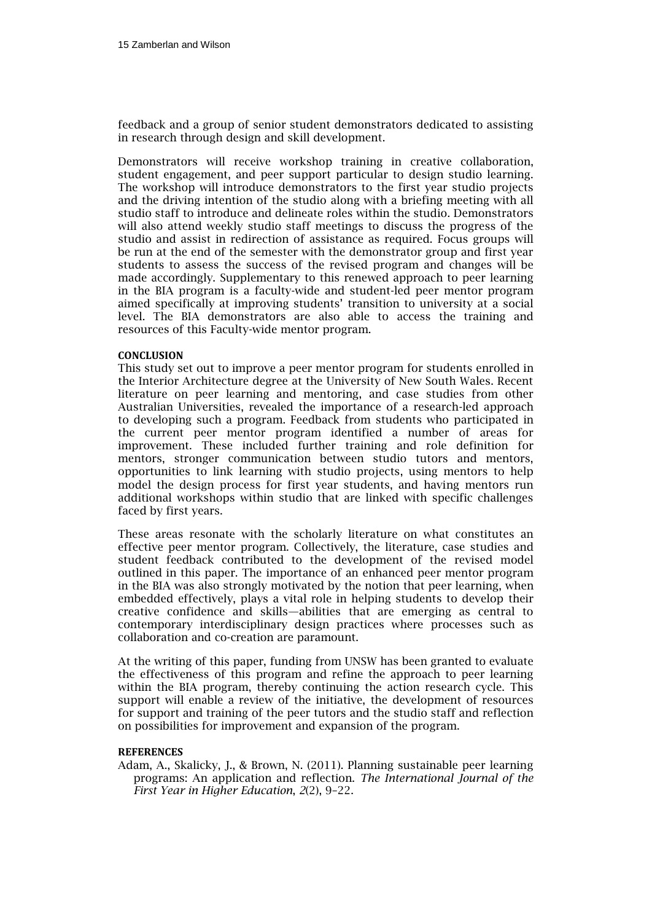feedback and a group of senior student demonstrators dedicated to assisting in research through design and skill development.

Demonstrators will receive workshop training in creative collaboration, student engagement, and peer support particular to design studio learning. The workshop will introduce demonstrators to the first year studio projects and the driving intention of the studio along with a briefing meeting with all studio staff to introduce and delineate roles within the studio. Demonstrators will also attend weekly studio staff meetings to discuss the progress of the studio and assist in redirection of assistance as required. Focus groups will be run at the end of the semester with the demonstrator group and first year students to assess the success of the revised program and changes will be made accordingly. Supplementary to this renewed approach to peer learning in the BIA program is a faculty-wide and student-led peer mentor program aimed specifically at improving students' transition to university at a social level. The BIA demonstrators are also able to access the training and resources of this Faculty-wide mentor program.

## CONCLUSION

This study set out to improve a peer mentor program for students enrolled in the Interior Architecture degree at the University of New South Wales. Recent literature on peer learning and mentoring, and case studies from other Australian Universities, revealed the importance of a research-led approach to developing such a program. Feedback from students who participated in the current peer mentor program identified a number of areas for improvement. These included further training and role definition for mentors, stronger communication between studio tutors and mentors, opportunities to link learning with studio projects, using mentors to help model the design process for first year students, and having mentors run additional workshops within studio that are linked with specific challenges faced by first years.

These areas resonate with the scholarly literature on what constitutes an effective peer mentor program. Collectively, the literature, case studies and student feedback contributed to the development of the revised model outlined in this paper. The importance of an enhanced peer mentor program in the BIA was also strongly motivated by the notion that peer learning, when embedded effectively, plays a vital role in helping students to develop their creative confidence and skills—abilities that are emerging as central to contemporary interdisciplinary design practices where processes such as collaboration and co-creation are paramount.

At the writing of this paper, funding from UNSW has been granted to evaluate the effectiveness of this program and refine the approach to peer learning within the BIA program, thereby continuing the action research cycle. This support will enable a review of the initiative, the development of resources for support and training of the peer tutors and the studio staff and reflection on possibilities for improvement and expansion of the program.

## REFERENCES

Adam, A., Skalicky, J., & Brown, N. (2011). Planning sustainable peer learning programs: An application and reflection. *The International Journal of the First Year in Higher Education*, *2*(2), 9–22.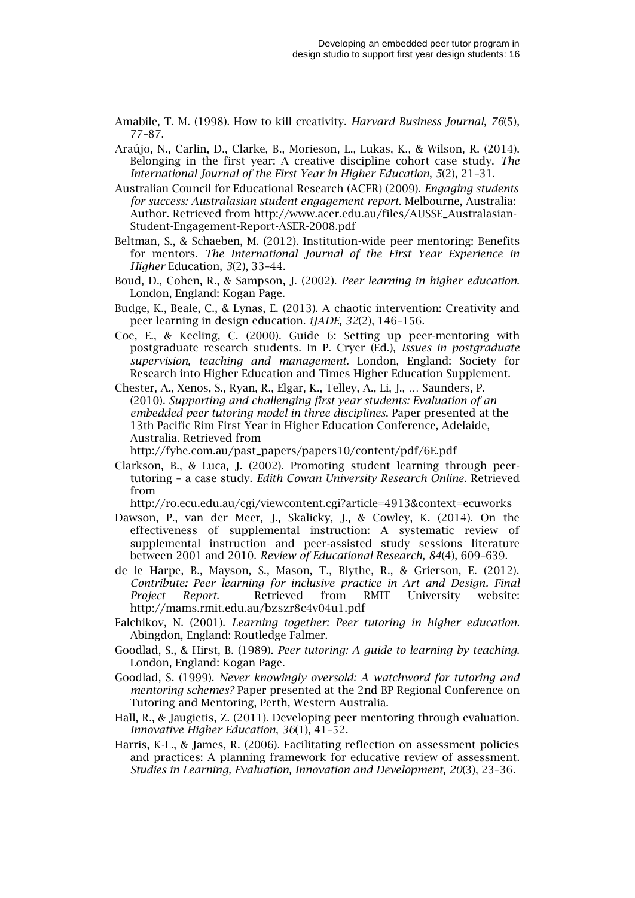Amabile, T. M. (1998). How to kill creativity. *Harvard Business Journal*, *76*(5), 77–87.

Araújo, N., Carlin, D., Clarke, B., Morieson, L., Lukas, K., & Wilson, R. (2014). Belonging in the first year: A creative discipline cohort case study. *The International Journal of the First Year in Higher Education*, *5*(2), 21–31.

Australian Council for Educational Research (ACER) (2009). *Engaging students for success: Australasian student engagement report*. Melbourne, Australia: Author. Retrieved from http://www.acer.edu.au/files/AUSSE_Australasian-Student-Engagement-Report-ASER-2008.pdf

Beltman, S., & Schaeben, M. (2012). Institution-wide peer mentoring: Benefits for mentors. *The International Journal of the First Year Experience in Higher* Education, *3*(2), 33–44.

Boud, D., Cohen, R., & Sampson, J. (2002). *Peer learning in higher education*. London, England: Kogan Page.

Budge, K., Beale, C., & Lynas, E. (2013). A chaotic intervention: Creativity and peer learning in design education. *iJADE, 32*(2), 146–156.

Coe, E., & Keeling, C. (2000). Guide 6: Setting up peer-mentoring with postgraduate research students. In P. Cryer (Ed.), *Issues in postgraduate supervision, teaching and management*. London, England: Society for Research into Higher Education and Times Higher Education Supplement.

Chester, A., Xenos, S., Ryan, R., Elgar, K., Telley, A., Li, J., … Saunders, P. (2010). *Supporting and challenging first year students: Evaluation of an embedded peer tutoring model in three disciplines*. Paper presented at the 13th Pacific Rim First Year in Higher Education Conference, Adelaide, Australia. Retrieved from http://fyhe.com.au/past_papers/papers10/content/pdf/6E.pdf

Clarkson, B., & Luca, J. (2002). Promoting student learning through peer-tutoring – a case study. *Edith Cowan University Research Online*. Retrieved from http://ro.ecu.edu.au/cgi/viewcontent.cgi?article=4913&context=ecuworks

Dawson, P., van der Meer, J., Skalicky, J., & Cowley, K. (2014). On the effectiveness of supplemental instruction: A systematic review of supplemental instruction and peer-assisted study sessions literature between 2001 and 2010. *Review of Educational Research*, *84*(4), 609–639.

de le Harpe, B., Mayson, S., Mason, T., Blythe, R., & Grierson, E. (2012). *Contribute: Peer learning for inclusive practice in Art and Design. Final Project Report*. Retrieved from RMIT University website: http://mams.rmit.edu.au/bzszr8c4v04u1.pdf

Falchikov, N. (2001). *Learning together: Peer tutoring in higher education*. Abingdon, England: Routledge Falmer.

Goodlad, S., & Hirst, B. (1989). *Peer tutoring: A guide to learning by teaching*. London, England: Kogan Page.

Goodlad, S. (1999). *Never knowingly oversold: A watchword for tutoring and mentoring schemes?* Paper presented at the 2nd BP Regional Conference on Tutoring and Mentoring, Perth, Western Australia.

Hall, R., & Jaugietis, Z. (2011). Developing peer mentoring through evaluation. *Innovative Higher Education*, *36*(1), 41–52.

Harris, K-L., & James, R. (2006). Facilitating reflection on assessment policies and practices: A planning framework for educative review of assessment. *Studies in Learning, Evaluation, Innovation and Development*, *20*(3), 23–36.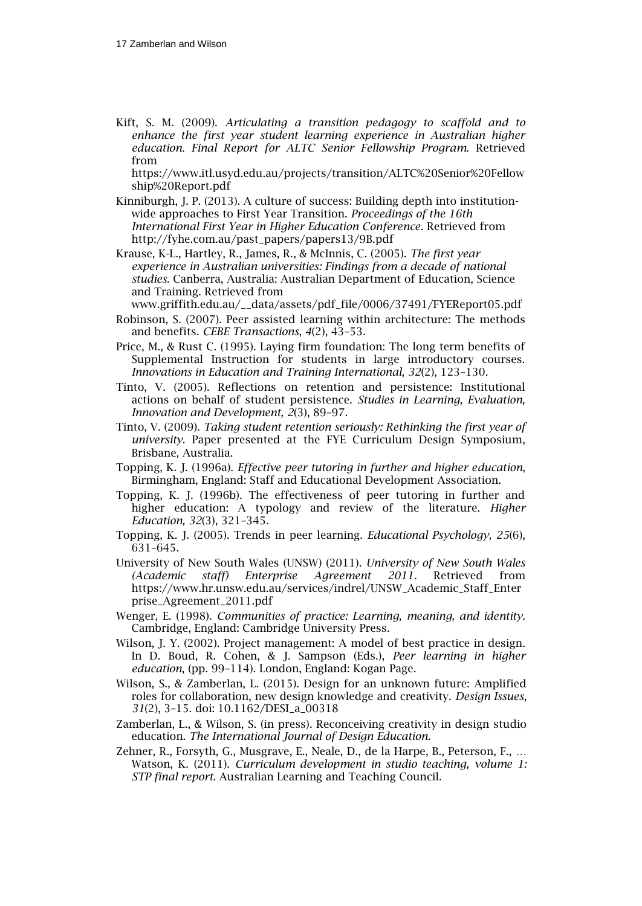Kift, S. M. (2009). *Articulating a transition pedagogy to scaffold and to enhance the first year student learning experience in Australian higher education. Final Report for ALTC Senior Fellowship Program.* Retrieved from https://www.itl.usyd.edu.au/projects/transition/ALTC%20Senior%20Fellowship%20Report.pdf

Kinniburgh, J. P. (2013). A culture of success: Building depth into institution-wide approaches to First Year Transition. *Proceedings of the 16th International First Year in Higher Education Conference*. Retrieved from http://fyhe.com.au/past_papers/papers13/9B.pdf

Krause, K-L., Hartley, R., James, R., & McInnis, C. (2005). *The first year experience in Australian universities: Findings from a decade of national studies.* Canberra, Australia: Australian Department of Education, Science and Training. Retrieved from www.griffith.edu.au/__data/assets/pdf_file/0006/37491/FYEReport05.pdf

Robinson, S. (2007). Peer assisted learning within architecture: The methods and benefits. *CEBE Transactions*, *4*(2), 43–53.

Price, M., & Rust C. (1995). Laying firm foundation: The long term benefits of Supplemental Instruction for students in large introductory courses. *Innovations in Education and Training International*, *32*(2), 123–130.

Tinto, V. (2005). Reflections on retention and persistence: Institutional actions on behalf of student persistence. *Studies in Learning, Evaluation, Innovation and Development, 2*(3), 89–97.

Tinto, V. (2009). *Taking student retention seriously: Rethinking the first year of university*. Paper presented at the FYE Curriculum Design Symposium, Brisbane, Australia.

Topping, K. J. (1996a). *Effective peer tutoring in further and higher education*, Birmingham, England: Staff and Educational Development Association.

Topping, K. J. (1996b). The effectiveness of peer tutoring in further and higher education: A typology and review of the literature. *Higher Education, 32*(3), 321–345.

Topping, K. J. (2005). Trends in peer learning. *Educational Psychology, 25*(6), 631–645.

University of New South Wales (UNSW) (2011). *University of New South Wales (Academic staff) Enterprise Agreement 2011*. Retrieved from https://www.hr.unsw.edu.au/services/indrel/UNSW_Academic_Staff_Enterprise_Agreement_2011.pdf

Wenger, E. (1998). *Communities of practice: Learning, meaning, and identity.* Cambridge, England: Cambridge University Press.

Wilson, J. Y. (2002). Project management: A model of best practice in design. In D. Boud, R. Cohen, & J. Sampson (Eds.), *Peer learning in higher education*, (pp. 99–114). London, England: Kogan Page.

Wilson, S., & Zamberlan, L. (2015). Design for an unknown future: Amplified roles for collaboration, new design knowledge and creativity. *Design Issues*, *31*(2), 3–15. doi: 10.1162/DESI_a_00318

Zamberlan, L., & Wilson, S. (in press). Reconceiving creativity in design studio education. *The International Journal of Design Education*.

Zehner, R., Forsyth, G., Musgrave, E., Neale, D., de la Harpe, B., Peterson, F., … Watson, K. (2011). *Curriculum development in studio teaching, volume 1: STP final report*. Australian Learning and Teaching Council.